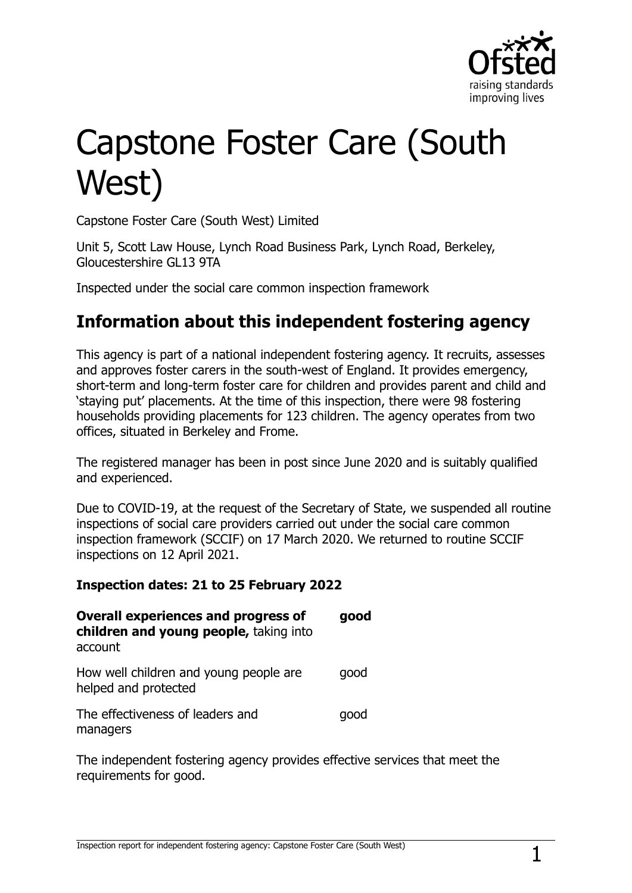# Capstone Foster Care (South West)

Capstone Foster Care (South West) Limited

Unit 5, Scott Law House, Lynch Road Business Park, Lynch Road, Berkeley, Gloucestershire GL13 9TA

Inspected under the social care common inspection framework

## Information about this independent fostering agency

This agency is part of a national independent fostering agency. It recruits, assesses and approves foster carers in the south-west of England. It provides emergency, short-term and long-term foster care for children and provides parent and child and 'staying put' placements. At the time of this inspection, there were 98 fostering households providing placements for 123 children. The agency operates from two offices, situated in Berkeley and Frome.

The registered manager has been in post since June 2020 and is suitably qualified and experienced.

Due to COVID-19, at the request of the Secretary of State, we suspended all routine inspections of social care providers carried out under the social care common inspection framework (SCCIF) on 17 March 2020. We returned to routine SCCIF inspections on 12 April 2021.

**Inspection dates: 21 to 25 February 2022**

| | |
|---|---|
| **Overall experiences and progress of children and young people,** taking into account | **good** |
| How well children and young people are helped and protected | good |
| The effectiveness of leaders and managers | good |

The independent fostering agency provides effective services that meet the requirements for good.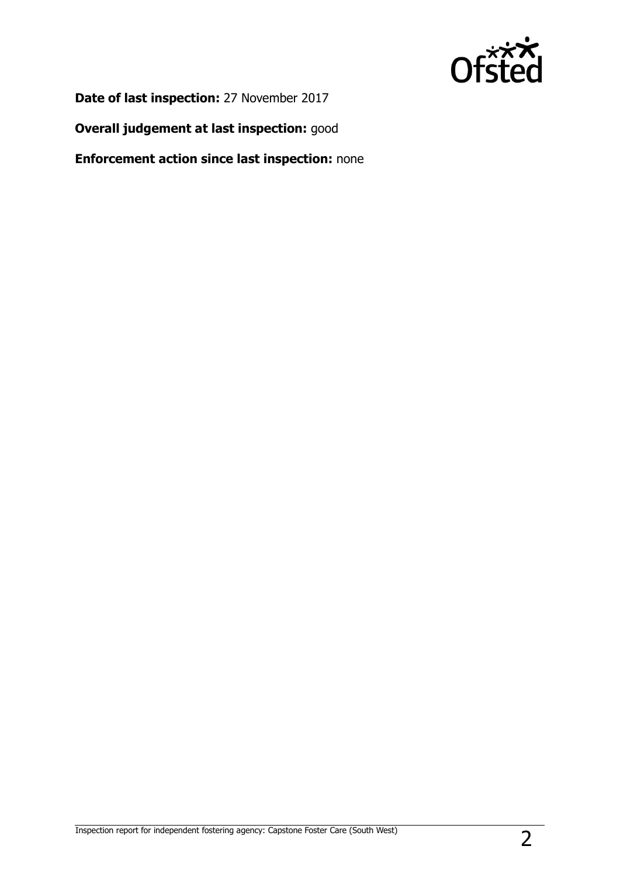**Date of last inspection:** 27 November 2017

**Overall judgement at last inspection:** good

**Enforcement action since last inspection:** none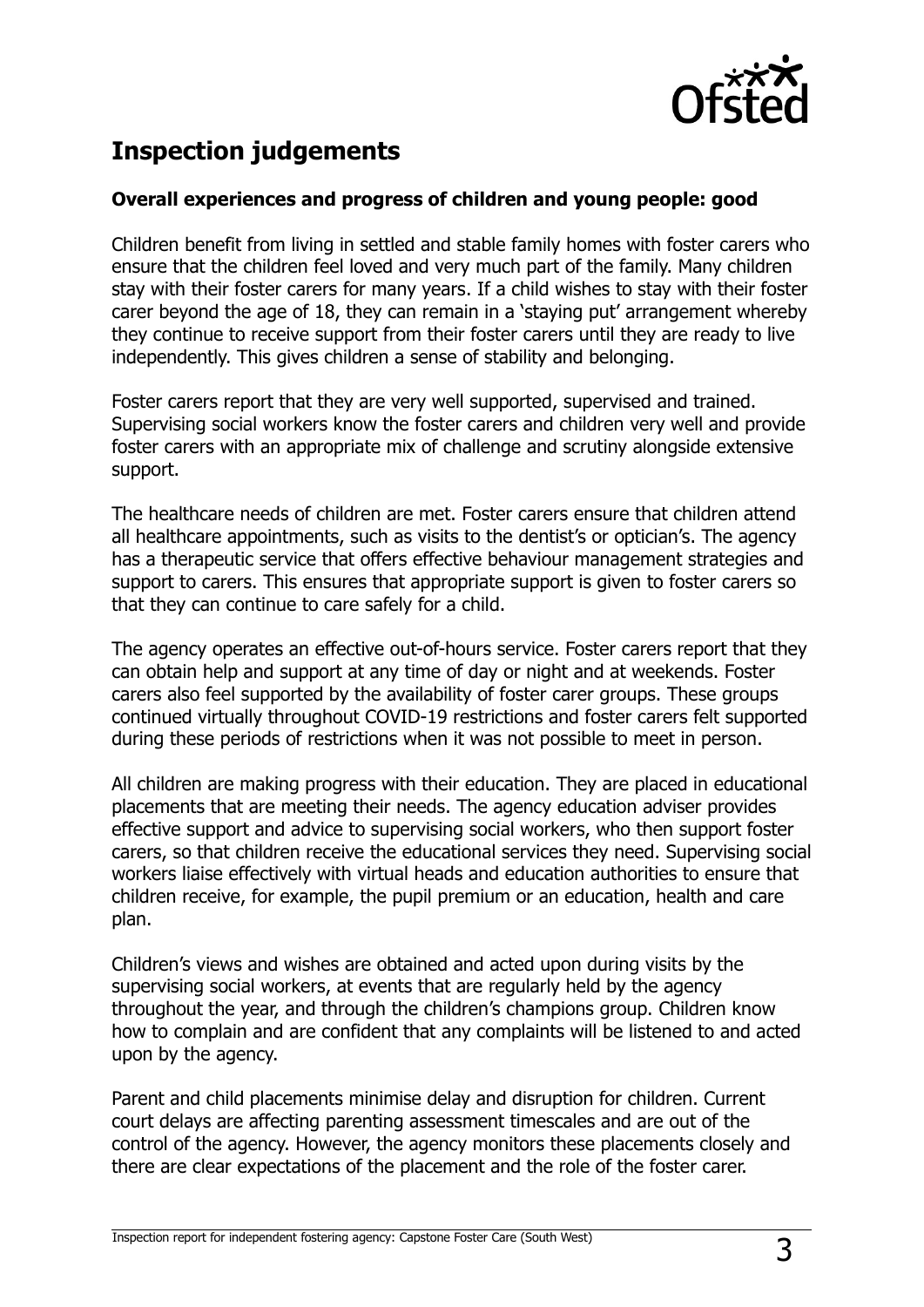## Inspection judgements

**Overall experiences and progress of children and young people: good**

Children benefit from living in settled and stable family homes with foster carers who ensure that the children feel loved and very much part of the family. Many children stay with their foster carers for many years. If a child wishes to stay with their foster carer beyond the age of 18, they can remain in a 'staying put' arrangement whereby they continue to receive support from their foster carers until they are ready to live independently. This gives children a sense of stability and belonging.

Foster carers report that they are very well supported, supervised and trained. Supervising social workers know the foster carers and children very well and provide foster carers with an appropriate mix of challenge and scrutiny alongside extensive support.

The healthcare needs of children are met. Foster carers ensure that children attend all healthcare appointments, such as visits to the dentist's or optician's. The agency has a therapeutic service that offers effective behaviour management strategies and support to carers. This ensures that appropriate support is given to foster carers so that they can continue to care safely for a child.

The agency operates an effective out-of-hours service. Foster carers report that they can obtain help and support at any time of day or night and at weekends. Foster carers also feel supported by the availability of foster carer groups. These groups continued virtually throughout COVID-19 restrictions and foster carers felt supported during these periods of restrictions when it was not possible to meet in person.

All children are making progress with their education. They are placed in educational placements that are meeting their needs. The agency education adviser provides effective support and advice to supervising social workers, who then support foster carers, so that children receive the educational services they need. Supervising social workers liaise effectively with virtual heads and education authorities to ensure that children receive, for example, the pupil premium or an education, health and care plan.

Children's views and wishes are obtained and acted upon during visits by the supervising social workers, at events that are regularly held by the agency throughout the year, and through the children's champions group. Children know how to complain and are confident that any complaints will be listened to and acted upon by the agency.

Parent and child placements minimise delay and disruption for children. Current court delays are affecting parenting assessment timescales and are out of the control of the agency. However, the agency monitors these placements closely and there are clear expectations of the placement and the role of the foster carer.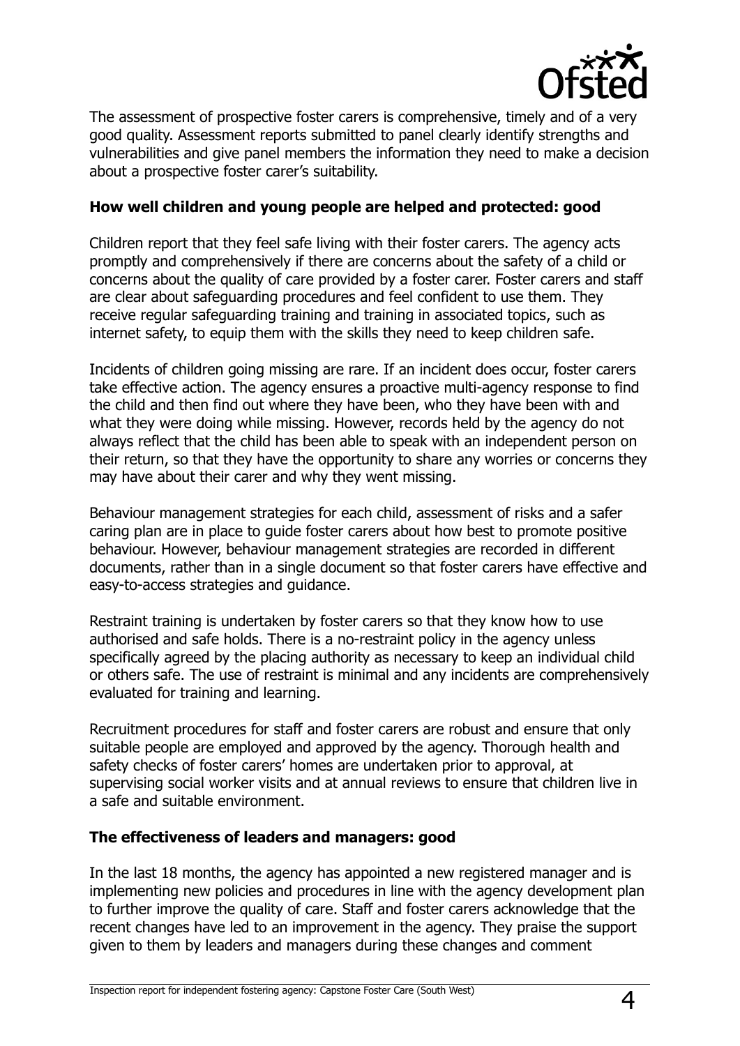The assessment of prospective foster carers is comprehensive, timely and of a very good quality. Assessment reports submitted to panel clearly identify strengths and vulnerabilities and give panel members the information they need to make a decision about a prospective foster carer's suitability.

**How well children and young people are helped and protected: good**

Children report that they feel safe living with their foster carers. The agency acts promptly and comprehensively if there are concerns about the safety of a child or concerns about the quality of care provided by a foster carer. Foster carers and staff are clear about safeguarding procedures and feel confident to use them. They receive regular safeguarding training and training in associated topics, such as internet safety, to equip them with the skills they need to keep children safe.

Incidents of children going missing are rare. If an incident does occur, foster carers take effective action. The agency ensures a proactive multi-agency response to find the child and then find out where they have been, who they have been with and what they were doing while missing. However, records held by the agency do not always reflect that the child has been able to speak with an independent person on their return, so that they have the opportunity to share any worries or concerns they may have about their carer and why they went missing.

Behaviour management strategies for each child, assessment of risks and a safer caring plan are in place to guide foster carers about how best to promote positive behaviour. However, behaviour management strategies are recorded in different documents, rather than in a single document so that foster carers have effective and easy-to-access strategies and guidance.

Restraint training is undertaken by foster carers so that they know how to use authorised and safe holds. There is a no-restraint policy in the agency unless specifically agreed by the placing authority as necessary to keep an individual child or others safe. The use of restraint is minimal and any incidents are comprehensively evaluated for training and learning.

Recruitment procedures for staff and foster carers are robust and ensure that only suitable people are employed and approved by the agency. Thorough health and safety checks of foster carers' homes are undertaken prior to approval, at supervising social worker visits and at annual reviews to ensure that children live in a safe and suitable environment.

**The effectiveness of leaders and managers: good**

In the last 18 months, the agency has appointed a new registered manager and is implementing new policies and procedures in line with the agency development plan to further improve the quality of care. Staff and foster carers acknowledge that the recent changes have led to an improvement in the agency. They praise the support given to them by leaders and managers during these changes and comment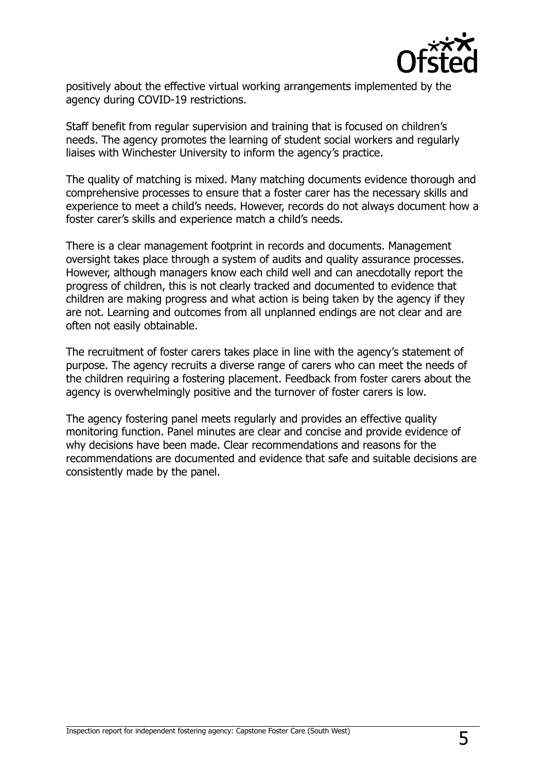positively about the effective virtual working arrangements implemented by the agency during COVID-19 restrictions.

Staff benefit from regular supervision and training that is focused on children's needs. The agency promotes the learning of student social workers and regularly liaises with Winchester University to inform the agency's practice.

The quality of matching is mixed. Many matching documents evidence thorough and comprehensive processes to ensure that a foster carer has the necessary skills and experience to meet a child's needs. However, records do not always document how a foster carer's skills and experience match a child's needs.

There is a clear management footprint in records and documents. Management oversight takes place through a system of audits and quality assurance processes. However, although managers know each child well and can anecdotally report the progress of children, this is not clearly tracked and documented to evidence that children are making progress and what action is being taken by the agency if they are not. Learning and outcomes from all unplanned endings are not clear and are often not easily obtainable.

The recruitment of foster carers takes place in line with the agency's statement of purpose. The agency recruits a diverse range of carers who can meet the needs of the children requiring a fostering placement. Feedback from foster carers about the agency is overwhelmingly positive and the turnover of foster carers is low.

The agency fostering panel meets regularly and provides an effective quality monitoring function. Panel minutes are clear and concise and provide evidence of why decisions have been made. Clear recommendations and reasons for the recommendations are documented and evidence that safe and suitable decisions are consistently made by the panel.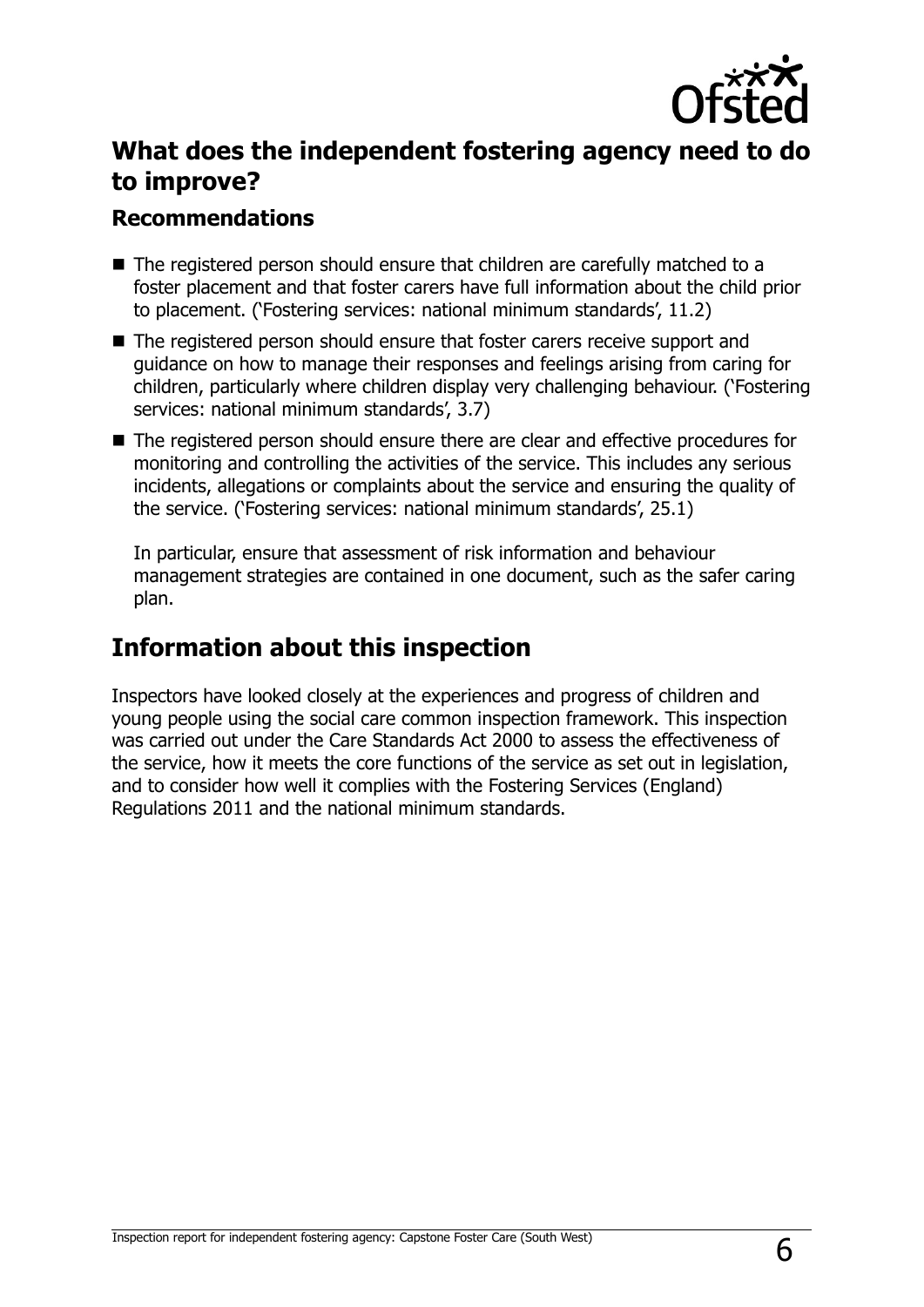## What does the independent fostering agency need to do to improve?

### Recommendations

- The registered person should ensure that children are carefully matched to a foster placement and that foster carers have full information about the child prior to placement. ('Fostering services: national minimum standards', 11.2)
- The registered person should ensure that foster carers receive support and guidance on how to manage their responses and feelings arising from caring for children, particularly where children display very challenging behaviour. ('Fostering services: national minimum standards', 3.7)
- The registered person should ensure there are clear and effective procedures for monitoring and controlling the activities of the service. This includes any serious incidents, allegations or complaints about the service and ensuring the quality of the service. ('Fostering services: national minimum standards', 25.1)

  In particular, ensure that assessment of risk information and behaviour management strategies are contained in one document, such as the safer caring plan.

## Information about this inspection

Inspectors have looked closely at the experiences and progress of children and young people using the social care common inspection framework. This inspection was carried out under the Care Standards Act 2000 to assess the effectiveness of the service, how it meets the core functions of the service as set out in legislation, and to consider how well it complies with the Fostering Services (England) Regulations 2011 and the national minimum standards.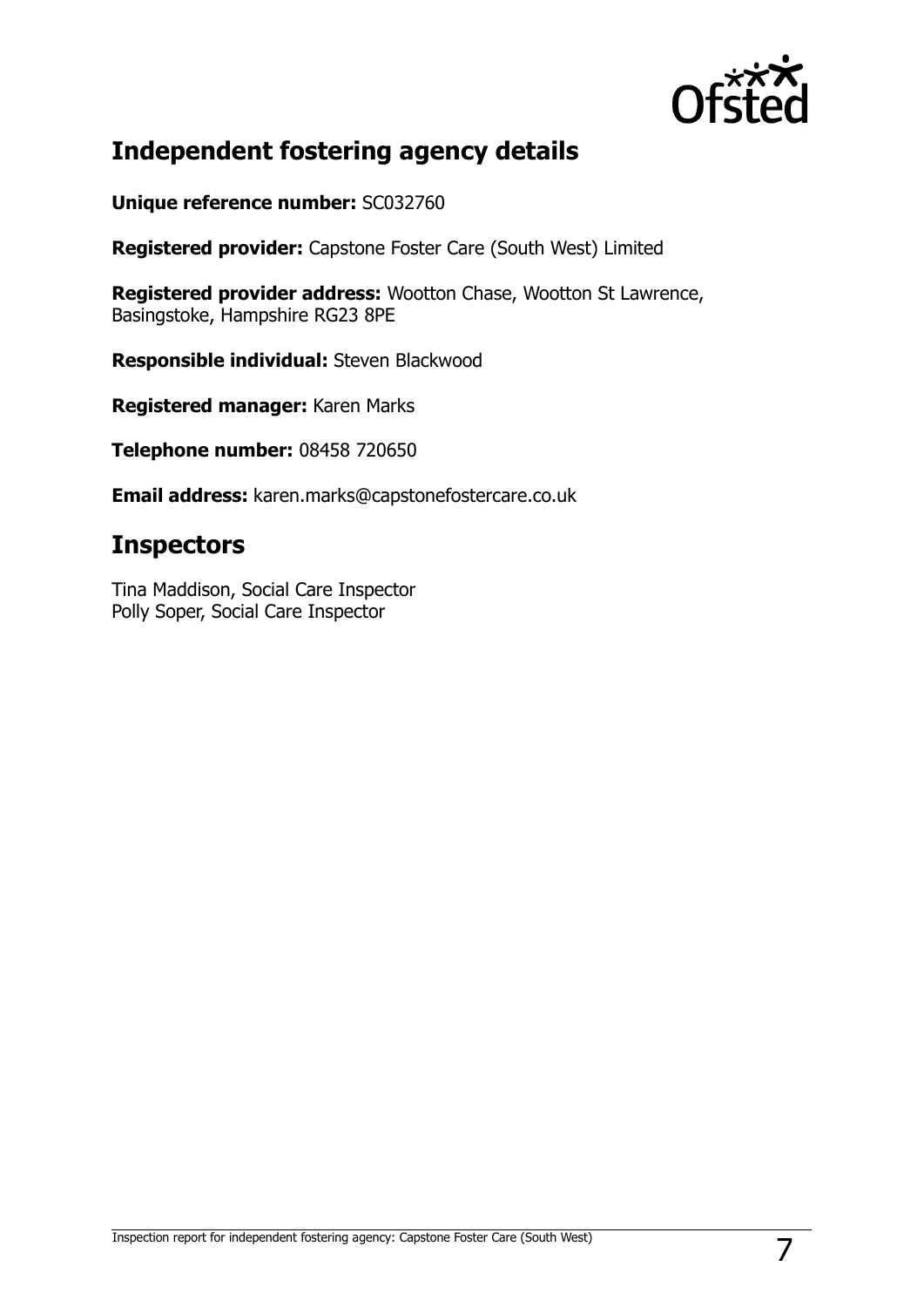## Independent fostering agency details

**Unique reference number:** SC032760

**Registered provider:** Capstone Foster Care (South West) Limited

**Registered provider address:** Wootton Chase, Wootton St Lawrence, Basingstoke, Hampshire RG23 8PE

**Responsible individual:** Steven Blackwood

**Registered manager:** Karen Marks

**Telephone number:** 08458 720650

**Email address:** karen.marks@capstonefostercare.co.uk

## Inspectors

Tina Maddison, Social Care Inspector
Polly Soper, Social Care Inspector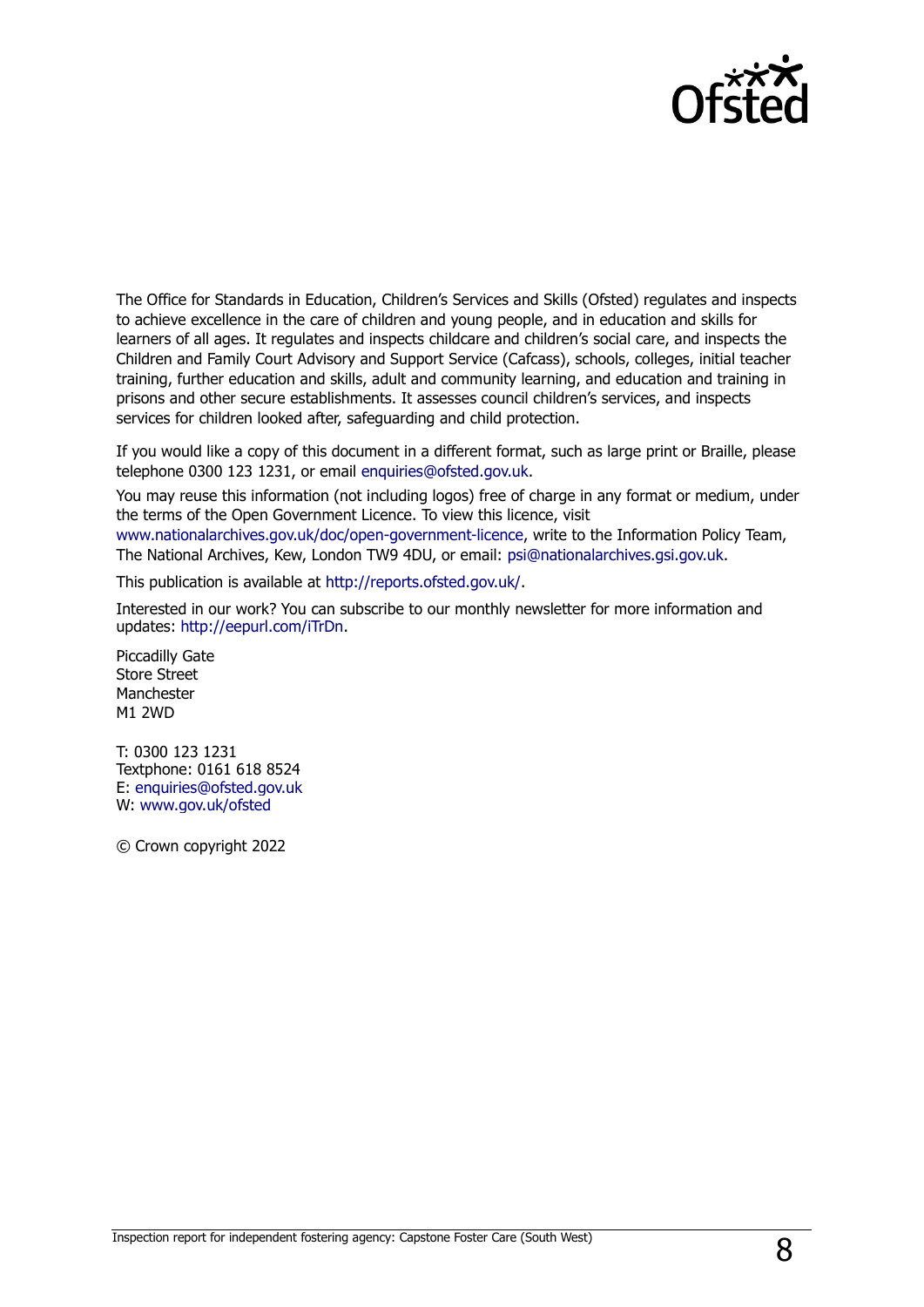The Office for Standards in Education, Children's Services and Skills (Ofsted) regulates and inspects to achieve excellence in the care of children and young people, and in education and skills for learners of all ages. It regulates and inspects childcare and children's social care, and inspects the Children and Family Court Advisory and Support Service (Cafcass), schools, colleges, initial teacher training, further education and skills, adult and community learning, and education and training in prisons and other secure establishments. It assesses council children's services, and inspects services for children looked after, safeguarding and child protection.

If you would like a copy of this document in a different format, such as large print or Braille, please telephone 0300 123 1231, or email enquiries@ofsted.gov.uk.

You may reuse this information (not including logos) free of charge in any format or medium, under the terms of the Open Government Licence. To view this licence, visit www.nationalarchives.gov.uk/doc/open-government-licence, write to the Information Policy Team, The National Archives, Kew, London TW9 4DU, or email: psi@nationalarchives.gsi.gov.uk.

This publication is available at http://reports.ofsted.gov.uk/.

Interested in our work? You can subscribe to our monthly newsletter for more information and updates: http://eepurl.com/iTrDn.

Piccadilly Gate
Store Street
Manchester
M1 2WD

T: 0300 123 1231
Textphone: 0161 618 8524
E: enquiries@ofsted.gov.uk
W: www.gov.uk/ofsted

© Crown copyright 2022